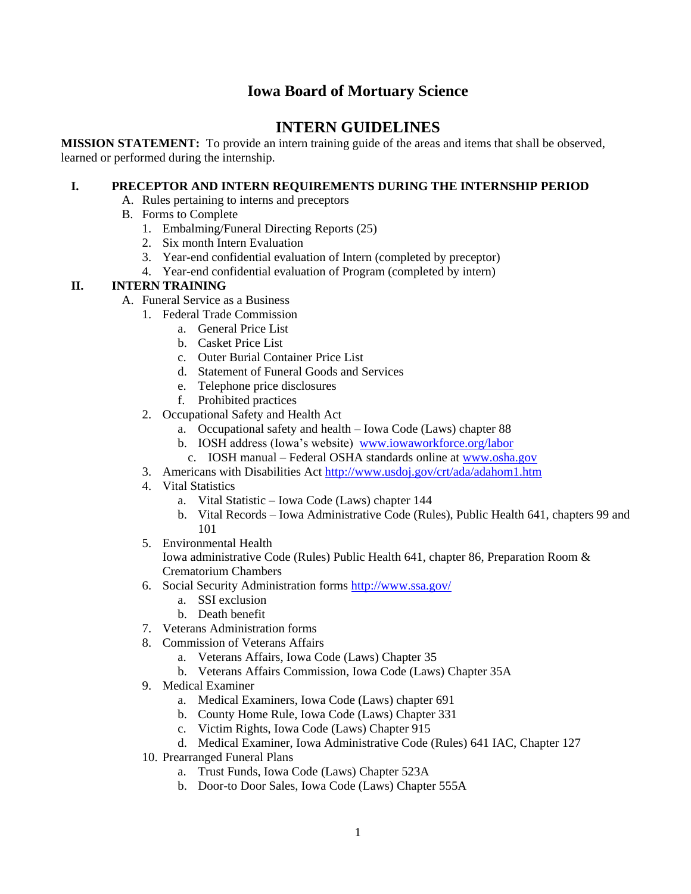# Iowa Board of Mortuary Science

## INTERN GUIDELINES

**MISSION STATEMENT:** To provide an intern training guide of the areas and items that shall be observed, learned or performed during the internship.

### I. PRECEPTOR AND INTERN REQUIREMENTS DURING THE INTERNSHIP PERIOD

- A. Rules pertaining to interns and preceptors
- B. Forms to Complete
    1. Embalming/Funeral Directing Reports (25)
    2. Six month Intern Evaluation
    3. Year-end confidential evaluation of Intern (completed by preceptor)
    4. Year-end confidential evaluation of Program (completed by intern)

### II. INTERN TRAINING

- A. Funeral Service as a Business
    1. Federal Trade Commission
        - a. General Price List
        - b. Casket Price List
        - c. Outer Burial Container Price List
        - d. Statement of Funeral Goods and Services
        - e. Telephone price disclosures
        - f. Prohibited practices
    2. Occupational Safety and Health Act
        - a. Occupational safety and health – Iowa Code (Laws) chapter 88
        - b. IOSH address (Iowa's website) www.iowaworkforce.org/labor
        - c. IOSH manual – Federal OSHA standards online at www.osha.gov
    3. Americans with Disabilities Act http://www.usdoj.gov/crt/ada/adahom1.htm
    4. Vital Statistics
        - a. Vital Statistic – Iowa Code (Laws) chapter 144
        - b. Vital Records – Iowa Administrative Code (Rules), Public Health 641, chapters 99 and 101
    5. Environmental Health
       Iowa administrative Code (Rules) Public Health 641, chapter 86, Preparation Room & Crematorium Chambers
    6. Social Security Administration forms http://www.ssa.gov/
        - a. SSI exclusion
        - b. Death benefit
    7. Veterans Administration forms
    8. Commission of Veterans Affairs
        - a. Veterans Affairs, Iowa Code (Laws) Chapter 35
        - b. Veterans Affairs Commission, Iowa Code (Laws) Chapter 35A
    9. Medical Examiner
        - a. Medical Examiners, Iowa Code (Laws) chapter 691
        - b. County Home Rule, Iowa Code (Laws) Chapter 331
        - c. Victim Rights, Iowa Code (Laws) Chapter 915
        - d. Medical Examiner, Iowa Administrative Code (Rules) 641 IAC, Chapter 127
    10. Prearranged Funeral Plans
        - a. Trust Funds, Iowa Code (Laws) Chapter 523A
        - b. Door-to Door Sales, Iowa Code (Laws) Chapter 555A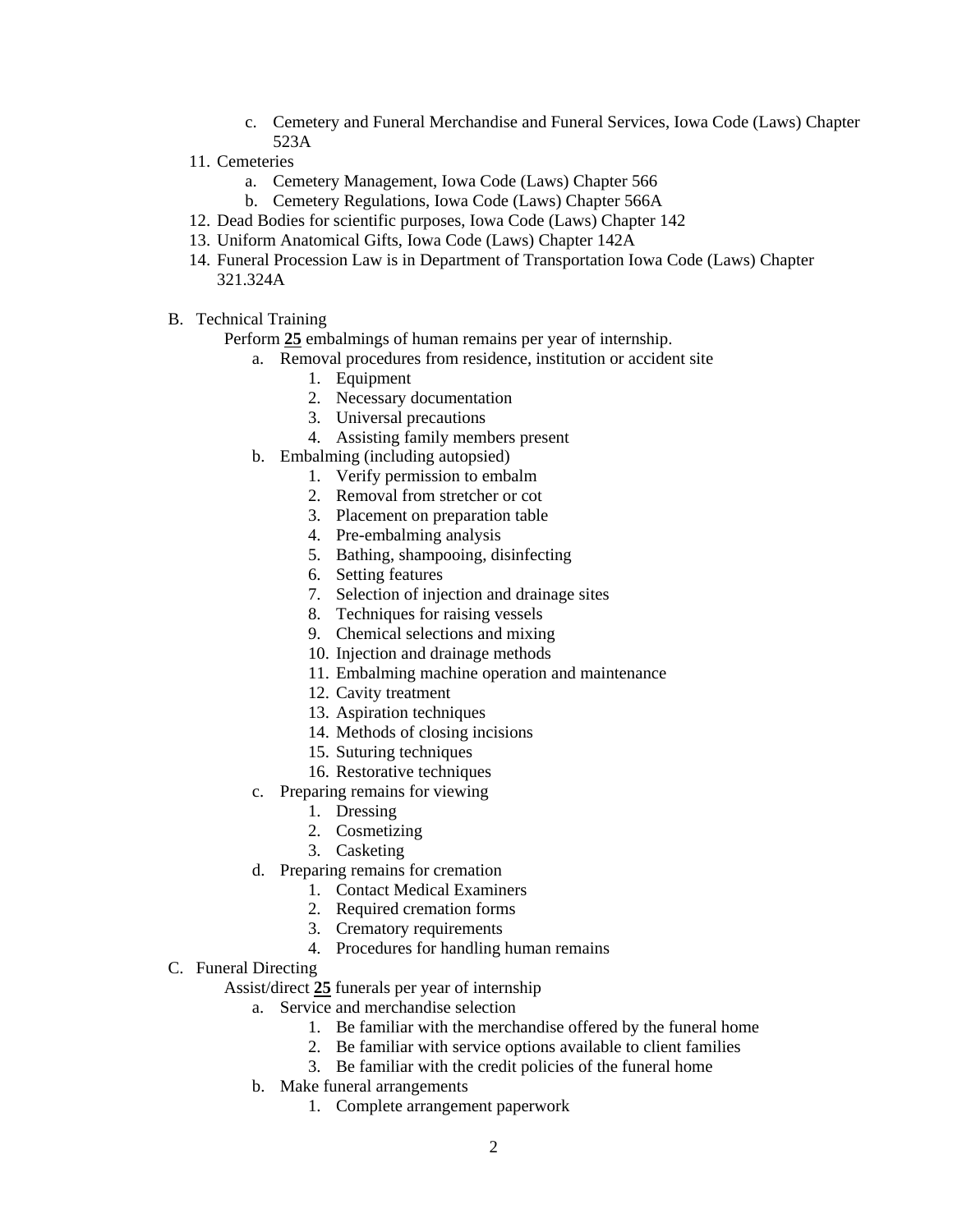c. Cemetery and Funeral Merchandise and Funeral Services, Iowa Code (Laws) Chapter 523A

11. Cemeteries
    a. Cemetery Management, Iowa Code (Laws) Chapter 566
    b. Cemetery Regulations, Iowa Code (Laws) Chapter 566A
12. Dead Bodies for scientific purposes, Iowa Code (Laws) Chapter 142
13. Uniform Anatomical Gifts, Iowa Code (Laws) Chapter 142A
14. Funeral Procession Law is in Department of Transportation Iowa Code (Laws) Chapter 321.324A

B. Technical Training

Perform **25** embalmings of human remains per year of internship.

a. Removal procedures from residence, institution or accident site
    1. Equipment
    2. Necessary documentation
    3. Universal precautions
    4. Assisting family members present
b. Embalming (including autopsied)
    1. Verify permission to embalm
    2. Removal from stretcher or cot
    3. Placement on preparation table
    4. Pre-embalming analysis
    5. Bathing, shampooing, disinfecting
    6. Setting features
    7. Selection of injection and drainage sites
    8. Techniques for raising vessels
    9. Chemical selections and mixing
    10. Injection and drainage methods
    11. Embalming machine operation and maintenance
    12. Cavity treatment
    13. Aspiration techniques
    14. Methods of closing incisions
    15. Suturing techniques
    16. Restorative techniques
c. Preparing remains for viewing
    1. Dressing
    2. Cosmetizing
    3. Casketing
d. Preparing remains for cremation
    1. Contact Medical Examiners
    2. Required cremation forms
    3. Crematory requirements
    4. Procedures for handling human remains

C. Funeral Directing

Assist/direct **25** funerals per year of internship

a. Service and merchandise selection
    1. Be familiar with the merchandise offered by the funeral home
    2. Be familiar with service options available to client families
    3. Be familiar with the credit policies of the funeral home
b. Make funeral arrangements
    1. Complete arrangement paperwork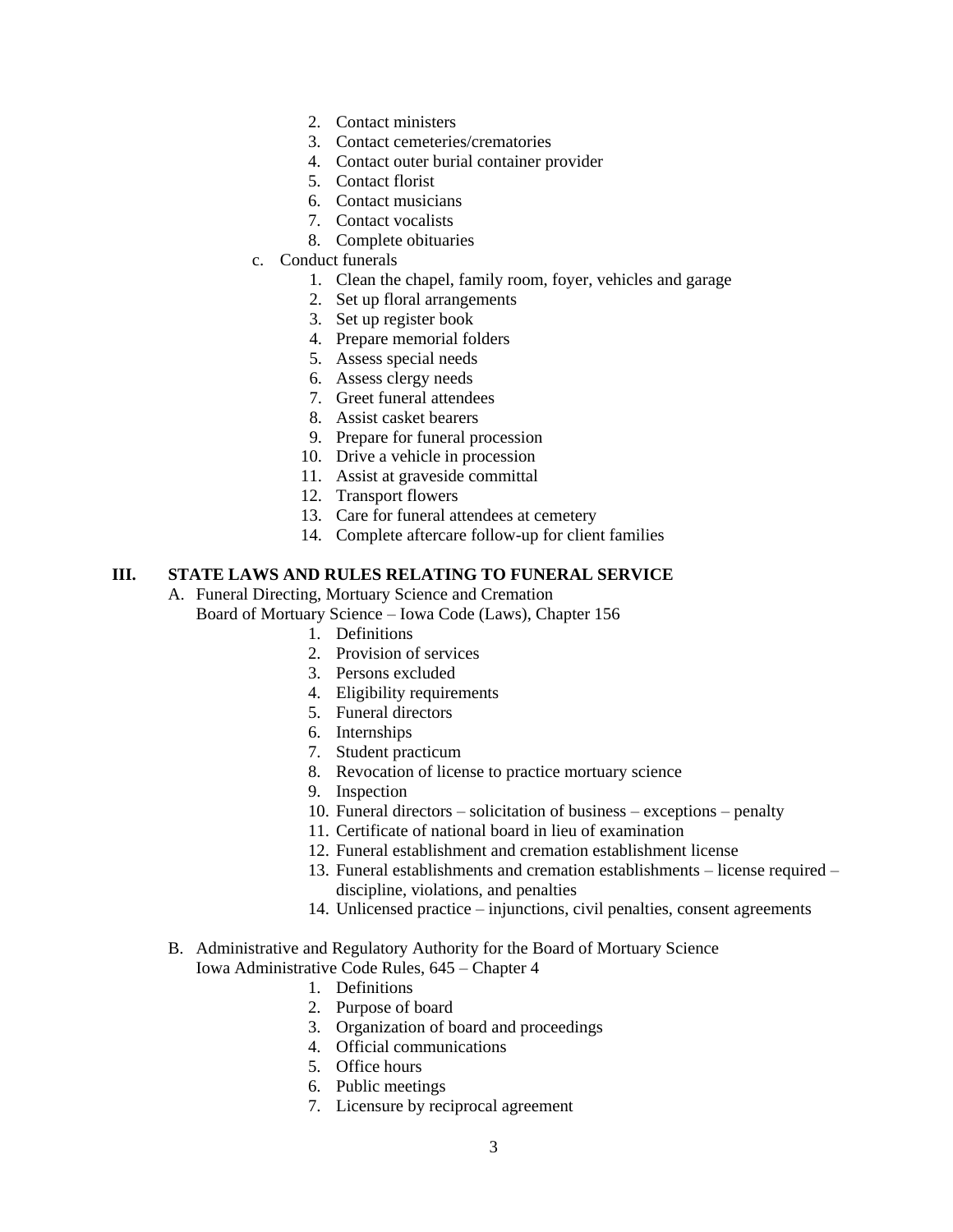2. Contact ministers
3. Contact cemeteries/crematories
4. Contact outer burial container provider
5. Contact florist
6. Contact musicians
7. Contact vocalists
8. Complete obituaries

c. Conduct funerals

1. Clean the chapel, family room, foyer, vehicles and garage
2. Set up floral arrangements
3. Set up register book
4. Prepare memorial folders
5. Assess special needs
6. Assess clergy needs
7. Greet funeral attendees
8. Assist casket bearers
9. Prepare for funeral procession
10. Drive a vehicle in procession
11. Assist at graveside committal
12. Transport flowers
13. Care for funeral attendees at cemetery
14. Complete aftercare follow-up for client families

## III. STATE LAWS AND RULES RELATING TO FUNERAL SERVICE

A. Funeral Directing, Mortuary Science and Cremation
Board of Mortuary Science – Iowa Code (Laws), Chapter 156

1. Definitions
2. Provision of services
3. Persons excluded
4. Eligibility requirements
5. Funeral directors
6. Internships
7. Student practicum
8. Revocation of license to practice mortuary science
9. Inspection
10. Funeral directors – solicitation of business – exceptions – penalty
11. Certificate of national board in lieu of examination
12. Funeral establishment and cremation establishment license
13. Funeral establishments and cremation establishments – license required – discipline, violations, and penalties
14. Unlicensed practice – injunctions, civil penalties, consent agreements

B. Administrative and Regulatory Authority for the Board of Mortuary Science
Iowa Administrative Code Rules, 645 – Chapter 4

1. Definitions
2. Purpose of board
3. Organization of board and proceedings
4. Official communications
5. Office hours
6. Public meetings
7. Licensure by reciprocal agreement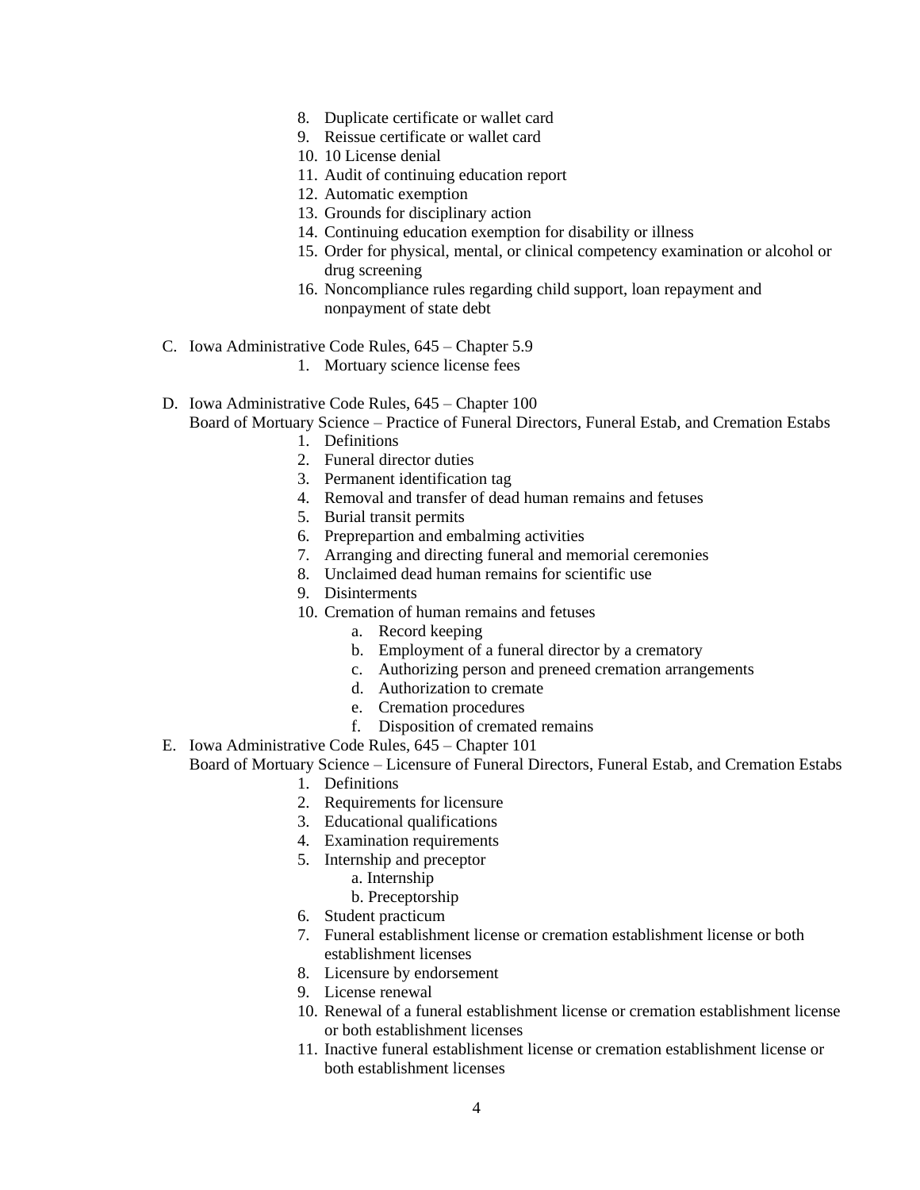8. Duplicate certificate or wallet card
9. Reissue certificate or wallet card
10. 10 License denial
11. Audit of continuing education report
12. Automatic exemption
13. Grounds for disciplinary action
14. Continuing education exemption for disability or illness
15. Order for physical, mental, or clinical competency examination or alcohol or drug screening
16. Noncompliance rules regarding child support, loan repayment and nonpayment of state debt

C. Iowa Administrative Code Rules, 645 – Chapter 5.9

1. Mortuary science license fees

D. Iowa Administrative Code Rules, 645 – Chapter 100
Board of Mortuary Science – Practice of Funeral Directors, Funeral Estab, and Cremation Estabs

1. Definitions
2. Funeral director duties
3. Permanent identification tag
4. Removal and transfer of dead human remains and fetuses
5. Burial transit permits
6. Preprepartion and embalming activities
7. Arranging and directing funeral and memorial ceremonies
8. Unclaimed dead human remains for scientific use
9. Disinterments
10. Cremation of human remains and fetuses
    a. Record keeping
    b. Employment of a funeral director by a crematory
    c. Authorizing person and preneed cremation arrangements
    d. Authorization to cremate
    e. Cremation procedures
    f. Disposition of cremated remains

E. Iowa Administrative Code Rules, 645 – Chapter 101
Board of Mortuary Science – Licensure of Funeral Directors, Funeral Estab, and Cremation Estabs

1. Definitions
2. Requirements for licensure
3. Educational qualifications
4. Examination requirements
5. Internship and preceptor
    a. Internship
    b. Preceptorship
6. Student practicum
7. Funeral establishment license or cremation establishment license or both establishment licenses
8. Licensure by endorsement
9. License renewal
10. Renewal of a funeral establishment license or cremation establishment license or both establishment licenses
11. Inactive funeral establishment license or cremation establishment license or both establishment licenses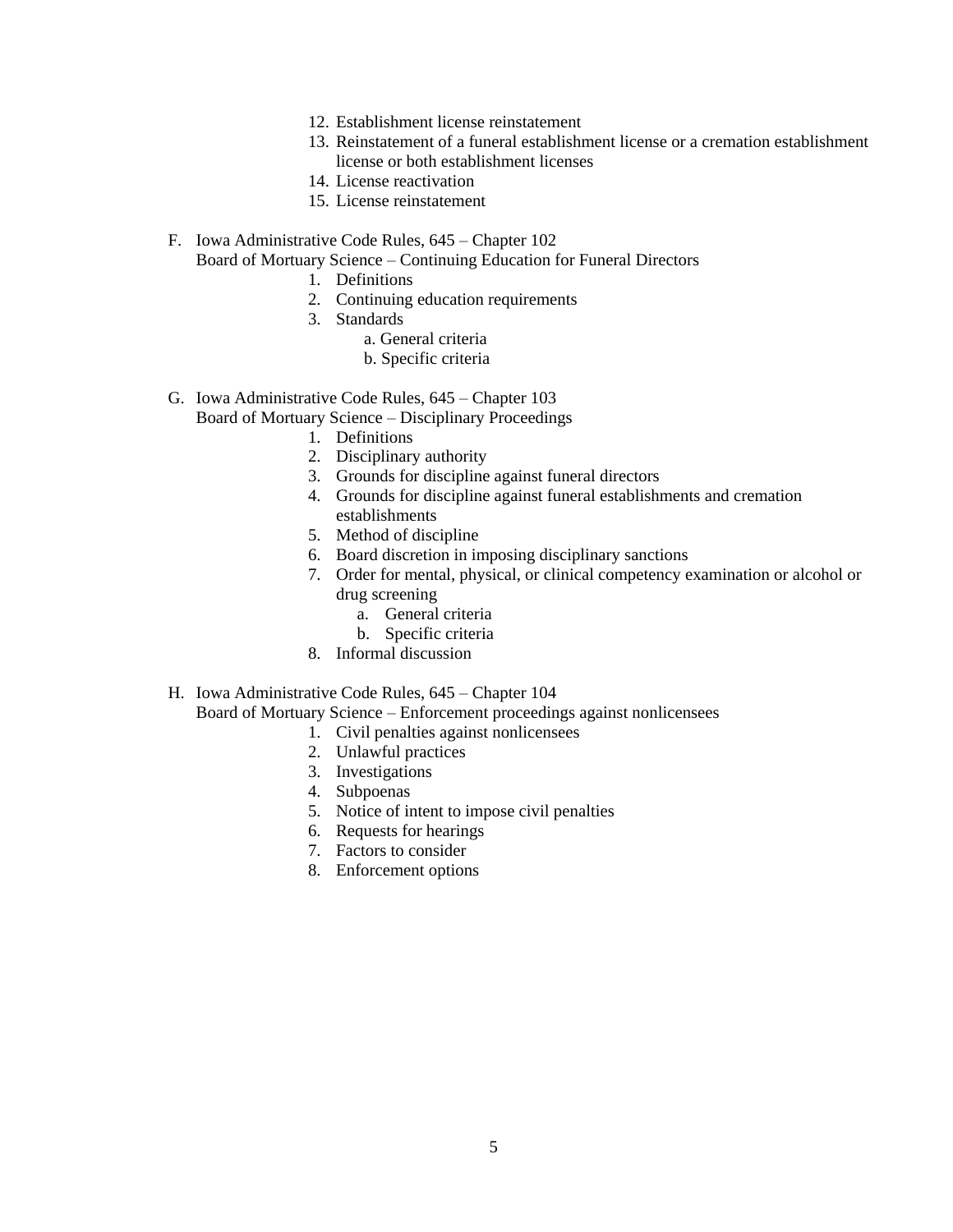12. Establishment license reinstatement
13. Reinstatement of a funeral establishment license or a cremation establishment license or both establishment licenses
14. License reactivation
15. License reinstatement

F. Iowa Administrative Code Rules, 645 – Chapter 102
Board of Mortuary Science – Continuing Education for Funeral Directors

1. Definitions
2. Continuing education requirements
3. Standards
    a. General criteria
    b. Specific criteria

G. Iowa Administrative Code Rules, 645 – Chapter 103
Board of Mortuary Science – Disciplinary Proceedings

1. Definitions
2. Disciplinary authority
3. Grounds for discipline against funeral directors
4. Grounds for discipline against funeral establishments and cremation establishments
5. Method of discipline
6. Board discretion in imposing disciplinary sanctions
7. Order for mental, physical, or clinical competency examination or alcohol or drug screening
    a. General criteria
    b. Specific criteria
8. Informal discussion

H. Iowa Administrative Code Rules, 645 – Chapter 104
Board of Mortuary Science – Enforcement proceedings against nonlicensees

1. Civil penalties against nonlicensees
2. Unlawful practices
3. Investigations
4. Subpoenas
5. Notice of intent to impose civil penalties
6. Requests for hearings
7. Factors to consider
8. Enforcement options